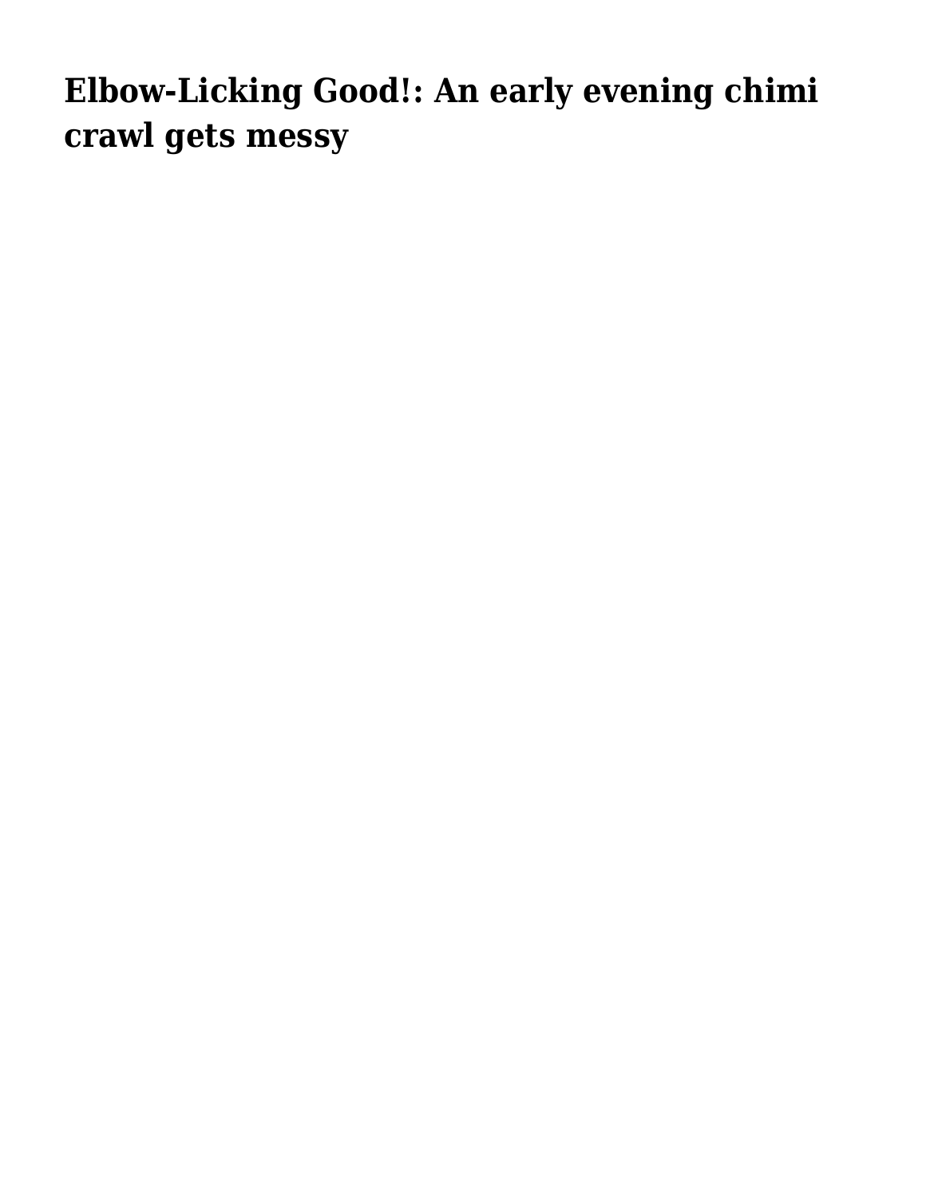# Elbow-Licking Good!: An early evening chimi crawl gets messy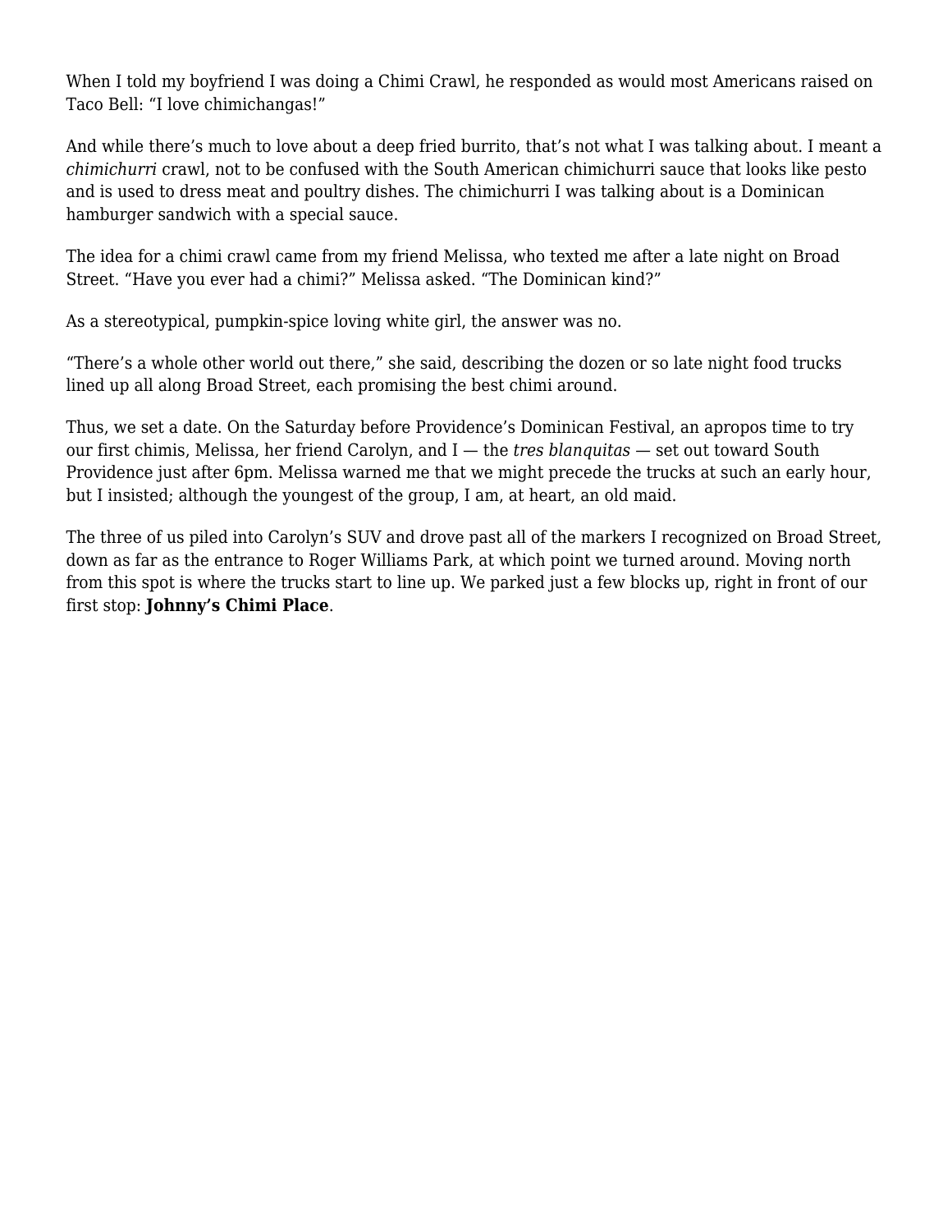When I told my boyfriend I was doing a Chimi Crawl, he responded as would most Americans raised on Taco Bell: “I love chimichangas!”

And while there’s much to love about a deep fried burrito, that’s not what I was talking about. I meant a *chimichurri* crawl, not to be confused with the South American chimichurri sauce that looks like pesto and is used to dress meat and poultry dishes. The chimichurri I was talking about is a Dominican hamburger sandwich with a special sauce.

The idea for a chimi crawl came from my friend Melissa, who texted me after a late night on Broad Street. “Have you ever had a chimi?” Melissa asked. “The Dominican kind?”

As a stereotypical, pumpkin-spice loving white girl, the answer was no.

“There’s a whole other world out there,” she said, describing the dozen or so late night food trucks lined up all along Broad Street, each promising the best chimi around.

Thus, we set a date. On the Saturday before Providence’s Dominican Festival, an apropos time to try our first chimis, Melissa, her friend Carolyn, and I — the *tres blanquitas* — set out toward South Providence just after 6pm. Melissa warned me that we might precede the trucks at such an early hour, but I insisted; although the youngest of the group, I am, at heart, an old maid.

The three of us piled into Carolyn’s SUV and drove past all of the markers I recognized on Broad Street, down as far as the entrance to Roger Williams Park, at which point we turned around. Moving north from this spot is where the trucks start to line up. We parked just a few blocks up, right in front of our first stop: **Johnny’s Chimi Place**.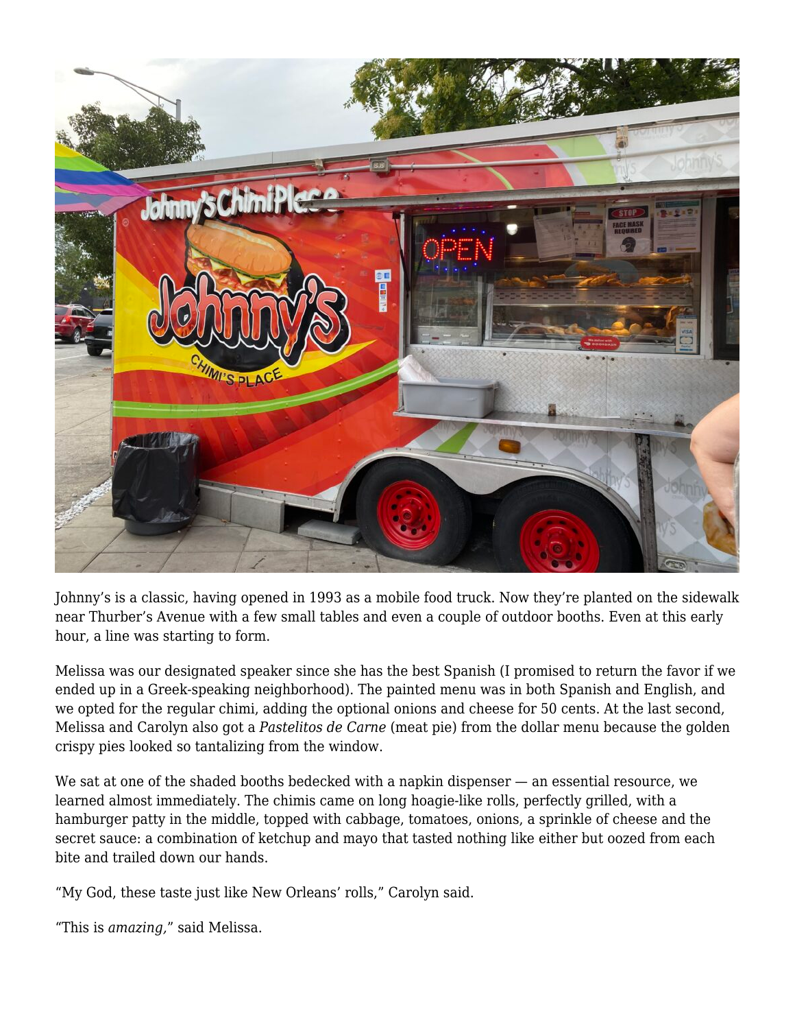Johnny’s is a classic, having opened in 1993 as a mobile food truck. Now they’re planted on the sidewalk near Thurber’s Avenue with a few small tables and even a couple of outdoor booths. Even at this early hour, a line was starting to form.

Melissa was our designated speaker since she has the best Spanish (I promised to return the favor if we ended up in a Greek-speaking neighborhood). The painted menu was in both Spanish and English, and we opted for the regular chimi, adding the optional onions and cheese for 50 cents. At the last second, Melissa and Carolyn also got a *Pastelitos de Carne* (meat pie) from the dollar menu because the golden crispy pies looked so tantalizing from the window.

We sat at one of the shaded booths bedecked with a napkin dispenser — an essential resource, we learned almost immediately. The chimis came on long hoagie-like rolls, perfectly grilled, with a hamburger patty in the middle, topped with cabbage, tomatoes, onions, a sprinkle of cheese and the secret sauce: a combination of ketchup and mayo that tasted nothing like either but oozed from each bite and trailed down our hands.

“My God, these taste just like New Orleans’ rolls,” Carolyn said.

“This is *amazing,*” said Melissa.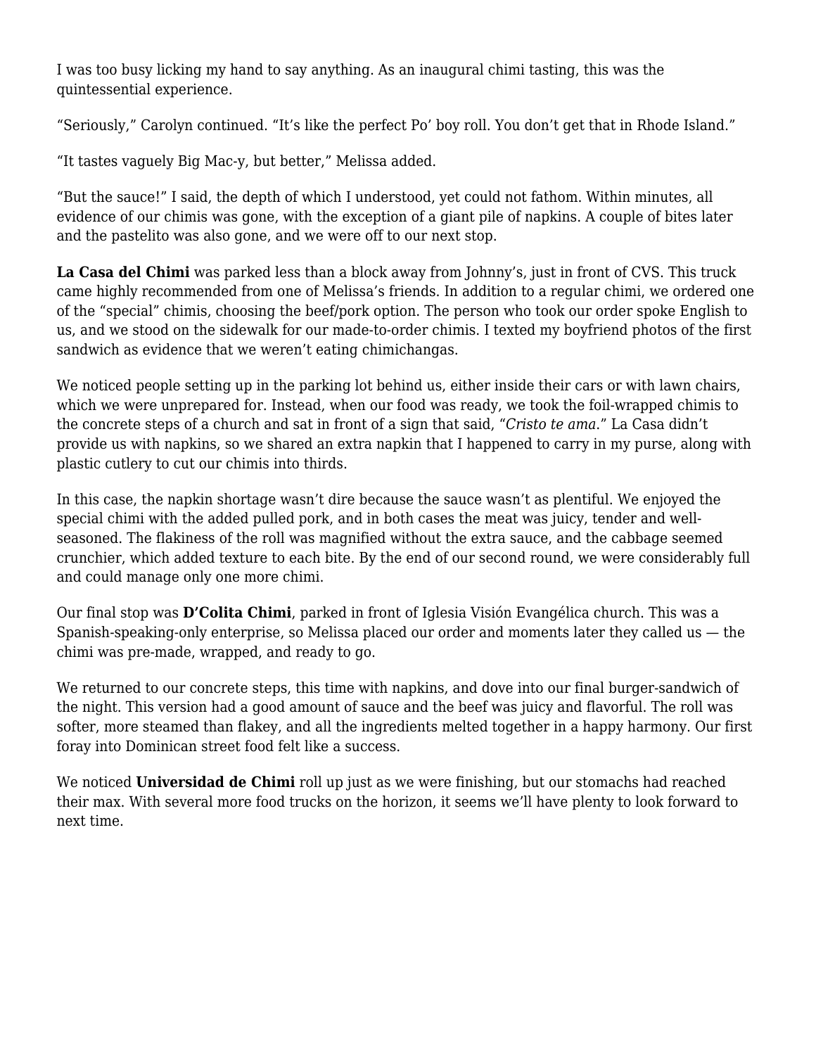I was too busy licking my hand to say anything. As an inaugural chimi tasting, this was the quintessential experience.

“Seriously,” Carolyn continued. “It’s like the perfect Po’ boy roll. You don’t get that in Rhode Island.”

“It tastes vaguely Big Mac-y, but better,” Melissa added.

“But the sauce!” I said, the depth of which I understood, yet could not fathom. Within minutes, all evidence of our chimis was gone, with the exception of a giant pile of napkins. A couple of bites later and the pastelito was also gone, and we were off to our next stop.

**La Casa del Chimi** was parked less than a block away from Johnny’s, just in front of CVS. This truck came highly recommended from one of Melissa’s friends. In addition to a regular chimi, we ordered one of the “special” chimis, choosing the beef/pork option. The person who took our order spoke English to us, and we stood on the sidewalk for our made-to-order chimis. I texted my boyfriend photos of the first sandwich as evidence that we weren’t eating chimichangas.

We noticed people setting up in the parking lot behind us, either inside their cars or with lawn chairs, which we were unprepared for. Instead, when our food was ready, we took the foil-wrapped chimis to the concrete steps of a church and sat in front of a sign that said, “*Cristo te ama*.” La Casa didn’t provide us with napkins, so we shared an extra napkin that I happened to carry in my purse, along with plastic cutlery to cut our chimis into thirds.

In this case, the napkin shortage wasn’t dire because the sauce wasn’t as plentiful. We enjoyed the special chimi with the added pulled pork, and in both cases the meat was juicy, tender and well-seasoned. The flakiness of the roll was magnified without the extra sauce, and the cabbage seemed crunchier, which added texture to each bite. By the end of our second round, we were considerably full and could manage only one more chimi.

Our final stop was **D’Colita Chimi**, parked in front of Iglesia Visión Evangélica church. This was a Spanish-speaking-only enterprise, so Melissa placed our order and moments later they called us — the chimi was pre-made, wrapped, and ready to go.

We returned to our concrete steps, this time with napkins, and dove into our final burger-sandwich of the night. This version had a good amount of sauce and the beef was juicy and flavorful. The roll was softer, more steamed than flakey, and all the ingredients melted together in a happy harmony. Our first foray into Dominican street food felt like a success.

We noticed **Universidad de Chimi** roll up just as we were finishing, but our stomachs had reached their max. With several more food trucks on the horizon, it seems we’ll have plenty to look forward to next time.